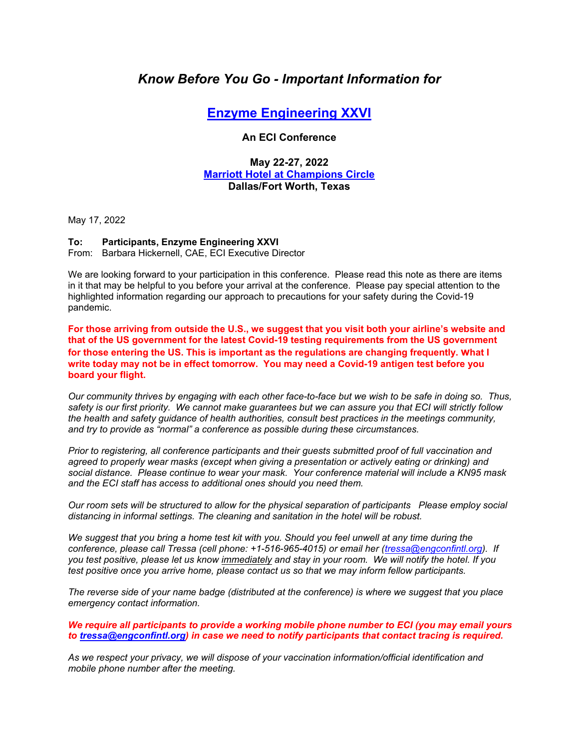# *Know Before You Go - Important Information for*

## [Enzyme Engineering XXVI](#)

**An ECI Conference**

**May 22-27, 2022**
**[Marriott Hotel at Champions Circle](#)**
**Dallas/Fort Worth, Texas**

May 17, 2022

**To: Participants, Enzyme Engineering XXVI**
From: Barbara Hickernell, CAE, ECI Executive Director

We are looking forward to your participation in this conference. Please read this note as there are items in it that may be helpful to you before your arrival at the conference. Please pay special attention to the highlighted information regarding our approach to precautions for your safety during the Covid-19 pandemic.

**For those arriving from outside the U.S., we suggest that you visit both your airline's website and that of the US government for the latest Covid-19 testing requirements from the US government for those entering the US. This is important as the regulations are changing frequently. What I write today may not be in effect tomorrow. You may need a Covid-19 antigen test before you board your flight.**

*Our community thrives by engaging with each other face-to-face but we wish to be safe in doing so. Thus, safety is our first priority. We cannot make guarantees but we can assure you that ECI will strictly follow the health and safety guidance of health authorities, consult best practices in the meetings community, and try to provide as "normal" a conference as possible during these circumstances.*

*Prior to registering, all conference participants and their guests submitted proof of full vaccination and agreed to properly wear masks (except when giving a presentation or actively eating or drinking) and social distance. Please continue to wear your mask. Your conference material will include a KN95 mask and the ECI staff has access to additional ones should you need them.*

*Our room sets will be structured to allow for the physical separation of participants Please employ social distancing in informal settings. The cleaning and sanitation in the hotel will be robust.*

*We suggest that you bring a home test kit with you. Should you feel unwell at any time during the conference, please call Tressa (cell phone: +1-516-965-4015) or email her (tressa@engconfintl.org). If you test positive, please let us know immediately and stay in your room. We will notify the hotel. If you test positive once you arrive home, please contact us so that we may inform fellow participants.*

*The reverse side of your name badge (distributed at the conference) is where we suggest that you place emergency contact information.*

***We require all participants to provide a working mobile phone number to ECI (you may email yours to tressa@engconfintl.org) in case we need to notify participants that contact tracing is required.***

*As we respect your privacy, we will dispose of your vaccination information/official identification and mobile phone number after the meeting.*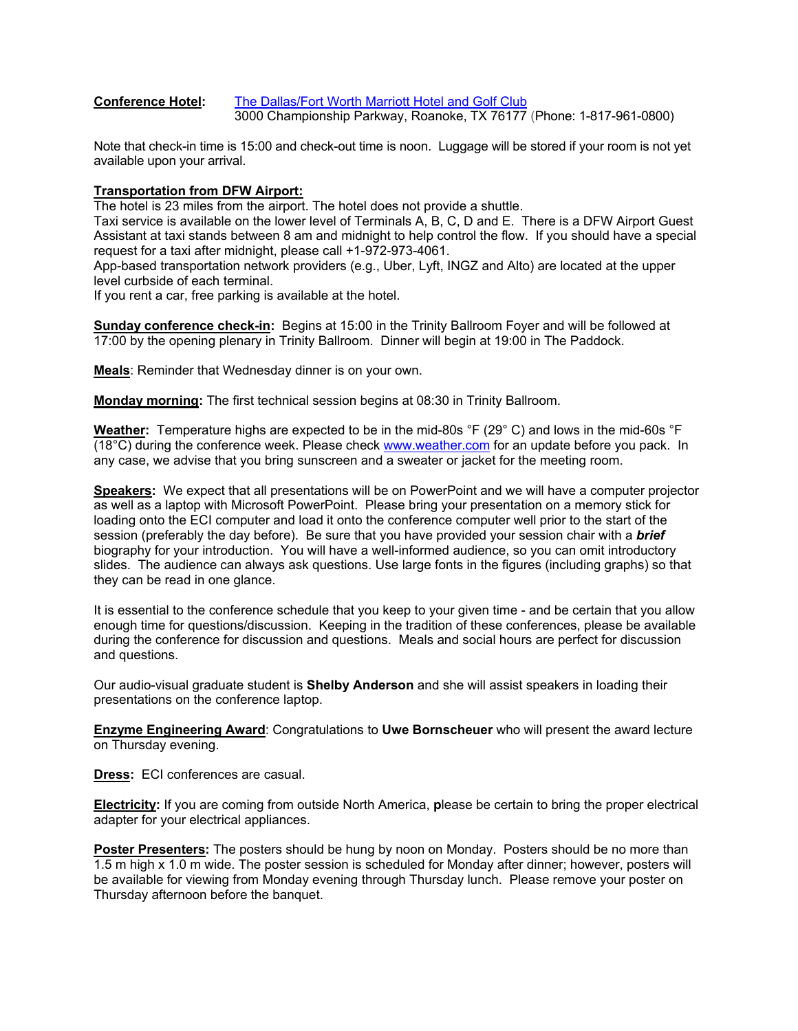**Conference Hotel:** [The Dallas/Fort Worth Marriott Hotel and Golf Club](#)
3000 Championship Parkway, Roanoke, TX 76177 (Phone: 1-817-961-0800)

Note that check-in time is 15:00 and check-out time is noon. Luggage will be stored if your room is not yet available upon your arrival.

**Transportation from DFW Airport:**
The hotel is 23 miles from the airport. The hotel does not provide a shuttle.
Taxi service is available on the lower level of Terminals A, B, C, D and E. There is a DFW Airport Guest Assistant at taxi stands between 8 am and midnight to help control the flow. If you should have a special request for a taxi after midnight, please call +1-972-973-4061.
App-based transportation network providers (e.g., Uber, Lyft, INGZ and Alto) are located at the upper level curbside of each terminal.
If you rent a car, free parking is available at the hotel.

**Sunday conference check-in:** Begins at 15:00 in the Trinity Ballroom Foyer and will be followed at 17:00 by the opening plenary in Trinity Ballroom. Dinner will begin at 19:00 in The Paddock.

**Meals**: Reminder that Wednesday dinner is on your own.

**Monday morning:** The first technical session begins at 08:30 in Trinity Ballroom.

**Weather:** Temperature highs are expected to be in the mid-80s °F (29° C) and lows in the mid-60s °F (18°C) during the conference week. Please check [www.weather.com](http://www.weather.com) for an update before you pack. In any case, we advise that you bring sunscreen and a sweater or jacket for the meeting room.

**Speakers:** We expect that all presentations will be on PowerPoint and we will have a computer projector as well as a laptop with Microsoft PowerPoint. Please bring your presentation on a memory stick for loading onto the ECI computer and load it onto the conference computer well prior to the start of the session (preferably the day before). Be sure that you have provided your session chair with a ***brief*** biography for your introduction. You will have a well-informed audience, so you can omit introductory slides. The audience can always ask questions. Use large fonts in the figures (including graphs) so that they can be read in one glance.

It is essential to the conference schedule that you keep to your given time - and be certain that you allow enough time for questions/discussion. Keeping in the tradition of these conferences, please be available during the conference for discussion and questions. Meals and social hours are perfect for discussion and questions.

Our audio-visual graduate student is **Shelby Anderson** and she will assist speakers in loading their presentations on the conference laptop.

**Enzyme Engineering Award**: Congratulations to **Uwe Bornscheuer** who will present the award lecture on Thursday evening.

**Dress:** ECI conferences are casual.

**Electricity:** If you are coming from outside North America, **p**lease be certain to bring the proper electrical adapter for your electrical appliances.

**Poster Presenters:** The posters should be hung by noon on Monday. Posters should be no more than 1.5 m high x 1.0 m wide. The poster session is scheduled for Monday after dinner; however, posters will be available for viewing from Monday evening through Thursday lunch. Please remove your poster on Thursday afternoon before the banquet.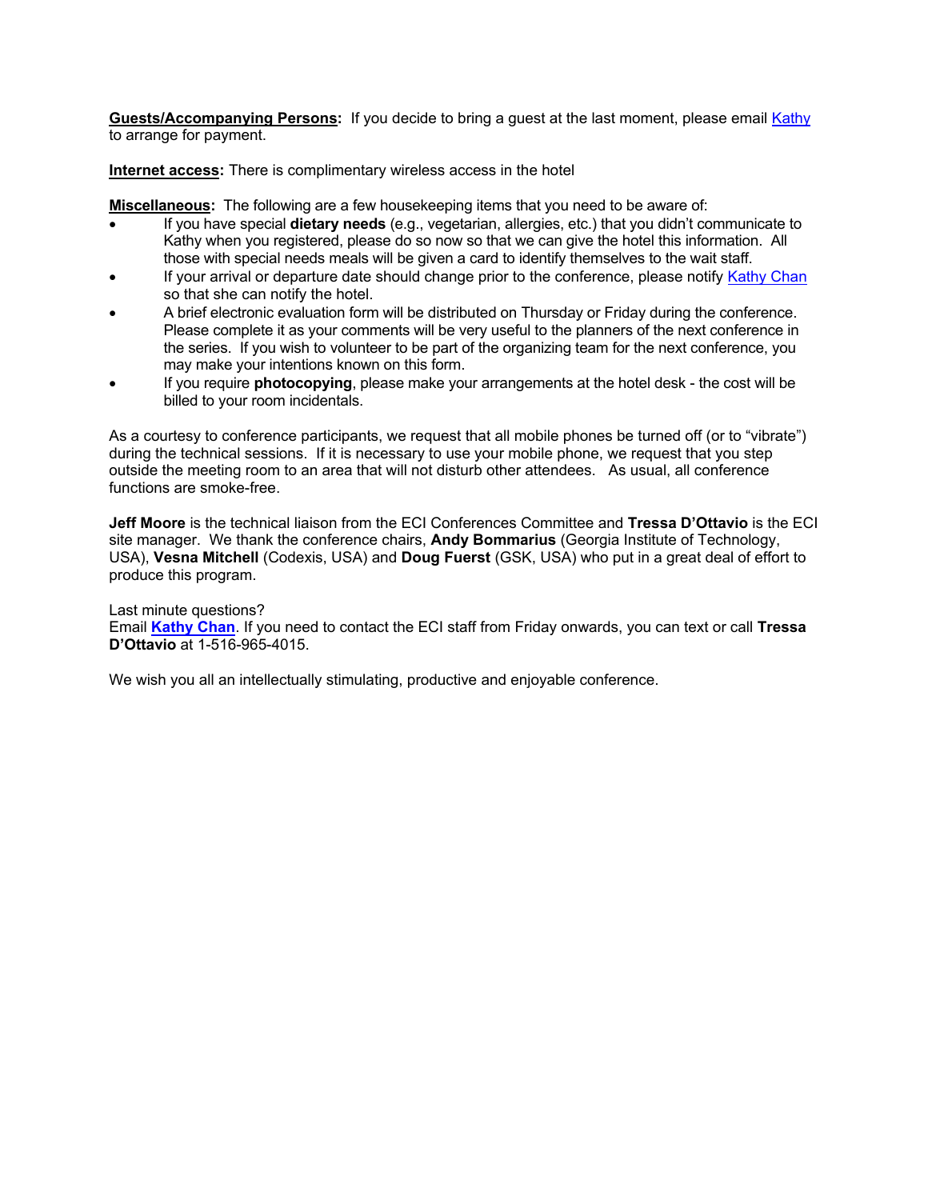**Guests/Accompanying Persons:** If you decide to bring a guest at the last moment, please email [Kathy](#) to arrange for payment.

**Internet access:** There is complimentary wireless access in the hotel

**Miscellaneous:** The following are a few housekeeping items that you need to be aware of:

- If you have special **dietary needs** (e.g., vegetarian, allergies, etc.) that you didn't communicate to Kathy when you registered, please do so now so that we can give the hotel this information. All those with special needs meals will be given a card to identify themselves to the wait staff.
- If your arrival or departure date should change prior to the conference, please notify [Kathy Chan](#) so that she can notify the hotel.
- A brief electronic evaluation form will be distributed on Thursday or Friday during the conference. Please complete it as your comments will be very useful to the planners of the next conference in the series. If you wish to volunteer to be part of the organizing team for the next conference, you may make your intentions known on this form.
- If you require **photocopying**, please make your arrangements at the hotel desk - the cost will be billed to your room incidentals.

As a courtesy to conference participants, we request that all mobile phones be turned off (or to "vibrate") during the technical sessions. If it is necessary to use your mobile phone, we request that you step outside the meeting room to an area that will not disturb other attendees. As usual, all conference functions are smoke-free.

**Jeff Moore** is the technical liaison from the ECI Conferences Committee and **Tressa D'Ottavio** is the ECI site manager. We thank the conference chairs, **Andy Bommarius** (Georgia Institute of Technology, USA), **Vesna Mitchell** (Codexis, USA) and **Doug Fuerst** (GSK, USA) who put in a great deal of effort to produce this program.

Last minute questions?
Email **[Kathy Chan](#)**. If you need to contact the ECI staff from Friday onwards, you can text or call **Tressa D'Ottavio** at 1-516-965-4015.

We wish you all an intellectually stimulating, productive and enjoyable conference.